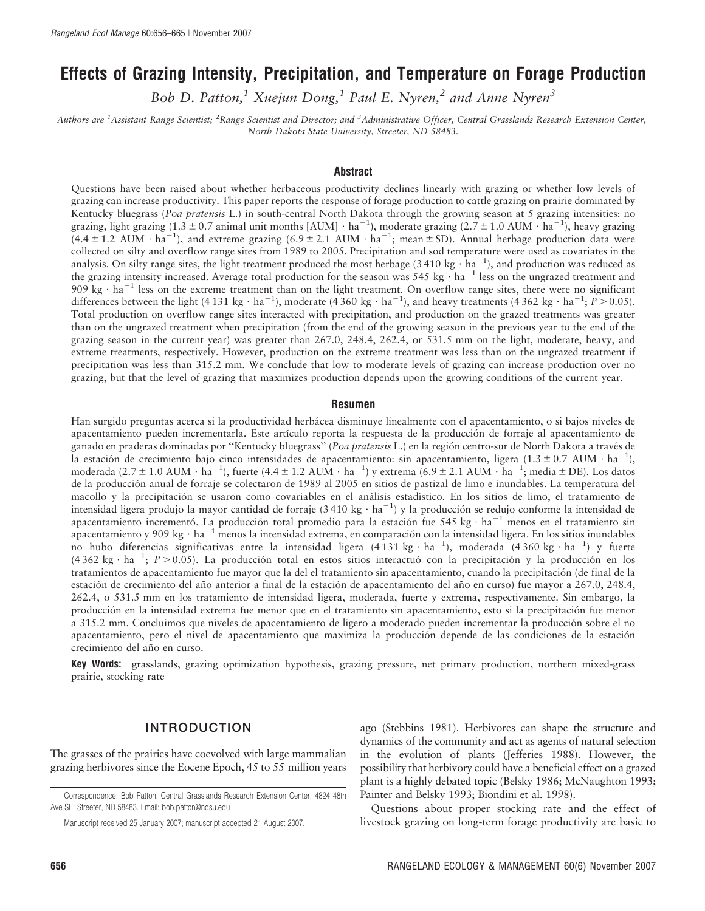# Effects of Grazing Intensity, Precipitation, and Temperature on Forage Production

*Bob D. Patton,[1] Xuejun Dong,[1] Paul E. Nyren,[2] and Anne Nyren[3]*

*Authors are [1]Assistant Range Scientist; [2]Range Scientist and Director; and [3]Administrative Officer, Central Grasslands Research Extension Center, North Dakota State University, Streeter, ND 58483.*

## Abstract

Questions have been raised about whether herbaceous productivity declines linearly with grazing or whether low levels of grazing can increase productivity. This paper reports the response of forage production to cattle grazing on prairie dominated by Kentucky bluegrass (*Poa pratensis* L.) in south-central North Dakota through the growing season at 5 grazing intensities: no grazing, light grazing ($1.3 \pm 0.7$ animal unit months [AUM] $\cdot$ ha$^{-1}$), moderate grazing ($2.7 \pm 1.0$ AUM $\cdot$ ha$^{-1}$), heavy grazing ($4.4 \pm 1.2$ AUM $\cdot$ ha$^{-1}$), and extreme grazing ($6.9 \pm 2.1$ AUM $\cdot$ ha$^{-1}$; mean $\pm$ SD). Annual herbage production data were collected on silty and overflow range sites from 1989 to 2005. Precipitation and sod temperature were used as covariates in the analysis. On silty range sites, the light treatment produced the most herbage (3 410 kg $\cdot$ ha$^{-1}$), and production was reduced as the grazing intensity increased. Average total production for the season was 545 kg $\cdot$ ha$^{-1}$ less on the ungrazed treatment and 909 kg $\cdot$ ha$^{-1}$ less on the extreme treatment than on the light treatment. On overflow range sites, there were no significant differences between the light (4 131 kg $\cdot$ ha$^{-1}$), moderate (4 360 kg $\cdot$ ha$^{-1}$), and heavy treatments (4 362 kg $\cdot$ ha$^{-1}$; $P > 0.05$). Total production on overflow range sites interacted with precipitation, and production on the grazed treatments was greater than on the ungrazed treatment when precipitation (from the end of the growing season in the previous year to the end of the grazing season in the current year) was greater than 267.0, 248.4, 262.4, or 531.5 mm on the light, moderate, heavy, and extreme treatments, respectively. However, production on the extreme treatment was less than on the ungrazed treatment if precipitation was less than 315.2 mm. We conclude that low to moderate levels of grazing can increase production over no grazing, but that the level of grazing that maximizes production depends upon the growing conditions of the current year.

## Resumen

Han surgido preguntas acerca si la productividad herbácea disminuye linealmente con el apacentamiento, o si bajos niveles de apacentamiento pueden incrementarla. Este artículo reporta la respuesta de la producción de forraje al apacentamiento de ganado en praderas dominadas por "Kentucky bluegrass" (*Poa pratensis* L.) en la región centro-sur de North Dakota a través de la estación de crecimiento bajo cinco intensidades de apacentamiento: sin apacentamiento, ligera ($1.3 \pm 0.7$ AUM $\cdot$ ha$^{-1}$), moderada ($2.7 \pm 1.0$ AUM $\cdot$ ha$^{-1}$), fuerte ($4.4 \pm 1.2$ AUM $\cdot$ ha$^{-1}$) y extrema ($6.9 \pm 2.1$ AUM $\cdot$ ha$^{-1}$; media $\pm$ DE). Los datos de la producción anual de forraje se colectaron de 1989 al 2005 en sitios de pastizal de limo e inundables. La temperatura del macollo y la precipitación se usaron como covariables en el análisis estadístico. En los sitios de limo, el tratamiento de intensidad ligera produjo la mayor cantidad de forraje (3 410 kg $\cdot$ ha$^{-1}$) y la producción se redujo conforme la intensidad de apacentamiento incrementó. La producción total promedio para la estación fue 545 kg $\cdot$ ha$^{-1}$ menos en el tratamiento sin apacentamiento y 909 kg $\cdot$ ha$^{-1}$ menos la intensidad extrema, en comparación con la intensidad ligera. En los sitios inundables no hubo diferencias significativas entre la intensidad ligera (4 131 kg $\cdot$ ha$^{-1}$), moderada (4 360 kg $\cdot$ ha$^{-1}$) y fuerte (4 362 kg $\cdot$ ha$^{-1}$; $P > 0.05$). La producción total en estos sitios interactuó con la precipitación y la producción en los tratamientos de apacentamiento fue mayor que la del el tratamiento sin apacentamiento, cuando la precipitación (de final de la estación de crecimiento del año anterior a final de la estación de apacentamiento del año en curso) fue mayor a 267.0, 248.4, 262.4, o 531.5 mm en los tratamiento de intensidad ligera, moderada, fuerte y extrema, respectivamente. Sin embargo, la producción en la intensidad extrema fue menor que en el tratamiento sin apacentamiento, esto si la precipitación fue menor a 315.2 mm. Concluimos que niveles de apacentamiento de ligero a moderado pueden incrementar la producción sobre el no apacentamiento, pero el nivel de apacentamiento que maximiza la producción depende de las condiciones de la estación crecimiento del año en curso.

**Key Words:** grasslands, grazing optimization hypothesis, grazing pressure, net primary production, northern mixed-grass prairie, stocking rate

## INTRODUCTION

The grasses of the prairies have coevolved with large mammalian grazing herbivores since the Eocene Epoch, 45 to 55 million years ago (Stebbins 1981). Herbivores can shape the structure and dynamics of the community and act as agents of natural selection in the evolution of plants (Jefferies 1988). However, the possibility that herbivory could have a beneficial effect on a grazed plant is a highly debated topic (Belsky 1986; McNaughton 1993; Painter and Belsky 1993; Biondini et al. 1998).

Questions about proper stocking rate and the effect of livestock grazing on long-term forage productivity are basic to

Correspondence: Bob Patton, Central Grasslands Research Extension Center, 4824 48th Ave SE, Streeter, ND 58483. Email: bob.patton@ndsu.edu

Manuscript received 25 January 2007; manuscript accepted 21 August 2007.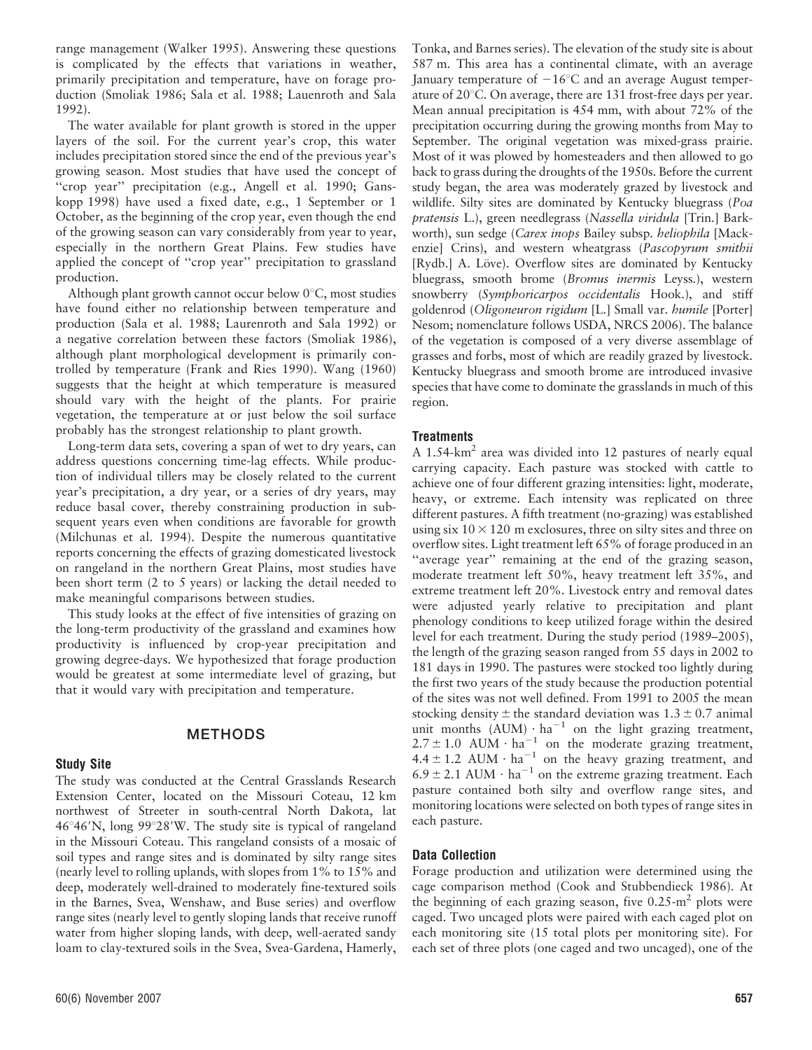range management (Walker 1995). Answering these questions is complicated by the effects that variations in weather, primarily precipitation and temperature, have on forage production (Smoliak 1986; Sala et al. 1988; Lauenroth and Sala 1992).

The water available for plant growth is stored in the upper layers of the soil. For the current year's crop, this water includes precipitation stored since the end of the previous year's growing season. Most studies that have used the concept of "crop year" precipitation (e.g., Angell et al. 1990; Ganskopp 1998) have used a fixed date, e.g., 1 September or 1 October, as the beginning of the crop year, even though the end of the growing season can vary considerably from year to year, especially in the northern Great Plains. Few studies have applied the concept of "crop year" precipitation to grassland production.

Although plant growth cannot occur below 0°C, most studies have found either no relationship between temperature and production (Sala et al. 1988; Laurenroth and Sala 1992) or a negative correlation between these factors (Smoliak 1986), although plant morphological development is primarily controlled by temperature (Frank and Ries 1990). Wang (1960) suggests that the height at which temperature is measured should vary with the height of the plants. For prairie vegetation, the temperature at or just below the soil surface probably has the strongest relationship to plant growth.

Long-term data sets, covering a span of wet to dry years, can address questions concerning time-lag effects. While production of individual tillers may be closely related to the current year's precipitation, a dry year, or a series of dry years, may reduce basal cover, thereby constraining production in subsequent years even when conditions are favorable for growth (Milchunas et al. 1994). Despite the numerous quantitative reports concerning the effects of grazing domesticated livestock on rangeland in the northern Great Plains, most studies have been short term (2 to 5 years) or lacking the detail needed to make meaningful comparisons between studies.

This study looks at the effect of five intensities of grazing on the long-term productivity of the grassland and examines how productivity is influenced by crop-year precipitation and growing degree-days. We hypothesized that forage production would be greatest at some intermediate level of grazing, but that it would vary with precipitation and temperature.

## METHODS

### Study Site

The study was conducted at the Central Grasslands Research Extension Center, located on the Missouri Coteau, 12 km northwest of Streeter in south-central North Dakota, lat 46°46′N, long 99°28′W. The study site is typical of rangeland in the Missouri Coteau. This rangeland consists of a mosaic of soil types and range sites and is dominated by silty range sites (nearly level to rolling uplands, with slopes from 1% to 15% and deep, moderately well-drained to moderately fine-textured soils in the Barnes, Svea, Wenshaw, and Buse series) and overflow range sites (nearly level to gently sloping lands that receive runoff water from higher sloping lands, with deep, well-aerated sandy loam to clay-textured soils in the Svea, Svea-Gardena, Hamerly, Tonka, and Barnes series). The elevation of the study site is about 587 m. This area has a continental climate, with an average January temperature of −16°C and an average August temperature of 20°C. On average, there are 131 frost-free days per year. Mean annual precipitation is 454 mm, with about 72% of the precipitation occurring during the growing months from May to September. The original vegetation was mixed-grass prairie. Most of it was plowed by homesteaders and then allowed to go back to grass during the droughts of the 1950s. Before the current study began, the area was moderately grazed by livestock and wildlife. Silty sites are dominated by Kentucky bluegrass (*Poa pratensis* L.), green needlegrass (*Nassella viridula* [Trin.] Barkworth), sun sedge (*Carex inops* Bailey subsp. *heliophila* [Mackenzie] Crins), and western wheatgrass (*Pascopyrum smithii* [Rydb.] A. Löve). Overflow sites are dominated by Kentucky bluegrass, smooth brome (*Bromus inermis* Leyss.), western snowberry (*Symphoricarpos occidentalis* Hook.), and stiff goldenrod (*Oligoneuron rigidum* [L.] Small var. *humile* [Porter] Nesom; nomenclature follows USDA, NRCS 2006). The balance of the vegetation is composed of a very diverse assemblage of grasses and forbs, most of which are readily grazed by livestock. Kentucky bluegrass and smooth brome are introduced invasive species that have come to dominate the grasslands in much of this region.

### Treatments

A 1.54-km$^2$ area was divided into 12 pastures of nearly equal carrying capacity. Each pasture was stocked with cattle to achieve one of four different grazing intensities: light, moderate, heavy, or extreme. Each intensity was replicated on three different pastures. A fifth treatment (no-grazing) was established using six $10 \times 120$ m exclosures, three on silty sites and three on overflow sites. Light treatment left 65% of forage produced in an "average year" remaining at the end of the grazing season, moderate treatment left 50%, heavy treatment left 35%, and extreme treatment left 20%. Livestock entry and removal dates were adjusted yearly relative to precipitation and plant phenology conditions to keep utilized forage within the desired level for each treatment. During the study period (1989–2005), the length of the grazing season ranged from 55 days in 2002 to 181 days in 1990. The pastures were stocked too lightly during the first two years of the study because the production potential of the sites was not well defined. From 1991 to 2005 the mean stocking density ± the standard deviation was $1.3 \pm 0.7$ animal unit months (AUM) $\cdot$ ha$^{-1}$ on the light grazing treatment, $2.7 \pm 1.0$ AUM $\cdot$ ha$^{-1}$ on the moderate grazing treatment, $4.4 \pm 1.2$ AUM $\cdot$ ha$^{-1}$ on the heavy grazing treatment, and $6.9 \pm 2.1$ AUM $\cdot$ ha$^{-1}$ on the extreme grazing treatment. Each pasture contained both silty and overflow range sites, and monitoring locations were selected on both types of range sites in each pasture.

### Data Collection

Forage production and utilization were determined using the cage comparison method (Cook and Stubbendieck 1986). At the beginning of each grazing season, five 0.25-m$^2$ plots were caged. Two uncaged plots were paired with each caged plot on each monitoring site (15 total plots per monitoring site). For each set of three plots (one caged and two uncaged), one of the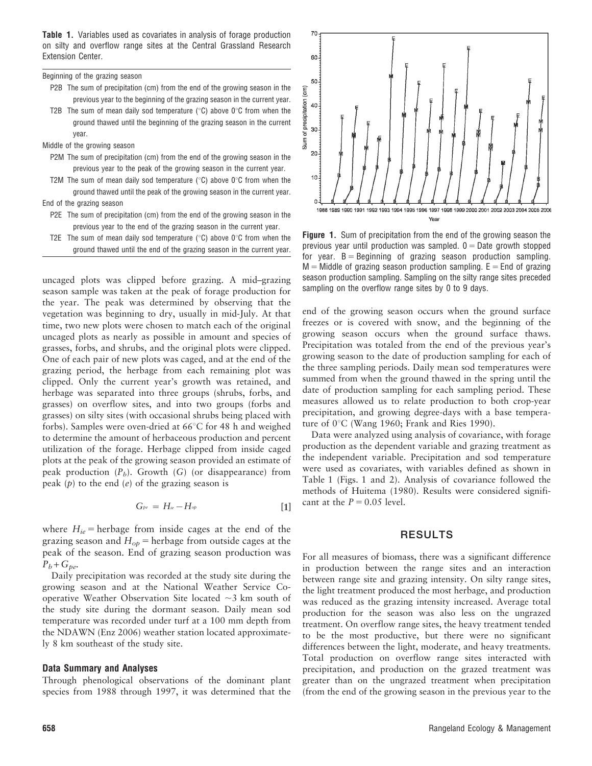**Table 1.** Variables used as covariates in analysis of forage production on silty and overflow range sites at the Central Grassland Research Extension Center.

Beginning of the grazing season

- P2B The sum of precipitation (cm) from the end of the growing season in the previous year to the beginning of the grazing season in the current year.
- T2B The sum of mean daily sod temperature (°C) above 0°C from when the ground thawed until the beginning of the grazing season in the current year.

Middle of the growing season

- P2M The sum of precipitation (cm) from the end of the growing season in the previous year to the peak of the growing season in the current year.
- T2M The sum of mean daily sod temperature (°C) above 0°C from when the ground thawed until the peak of the growing season in the current year.

End of the grazing season

- P2E The sum of precipitation (cm) from the end of the growing season in the previous year to the end of the grazing season in the current year.
- T2E The sum of mean daily sod temperature (°C) above 0°C from when the ground thawed until the end of the grazing season in the current year.

uncaged plots was clipped before grazing. A mid–grazing season sample was taken at the peak of forage production for the year. The peak was determined by observing that the vegetation was beginning to dry, usually in mid-July. At that time, two new plots were chosen to match each of the original uncaged plots as nearly as possible in amount and species of grasses, forbs, and shrubs, and the original plots were clipped. One of each pair of new plots was caged, and at the end of the grazing period, the herbage from each remaining plot was clipped. Only the current year's growth was retained, and herbage was separated into three groups (shrubs, forbs, and grasses) on overflow sites, and into two groups (forbs and grasses) on silty sites (with occasional shrubs being placed with forbs). Samples were oven-dried at 66°C for 48 h and weighed to determine the amount of herbaceous production and percent utilization of the forage. Herbage clipped from inside caged plots at the peak of the growing season provided an estimate of peak production ($P_b$). Growth ($G$) (or disappearance) from peak ($p$) to the end ($e$) of the grazing season is

$$G_{pe} = H_{ie} - H_{op} \qquad [1]$$

where $H_{ie}$ = herbage from inside cages at the end of the grazing season and $H_{op}$ = herbage from outside cages at the peak of the season. End of grazing season production was $P_b + G_{pe}$.

Daily precipitation was recorded at the study site during the growing season and at the National Weather Service Cooperative Weather Observation Site located ~3 km south of the study site during the dormant season. Daily mean sod temperature was recorded under turf at a 100 mm depth from the NDAWN (Enz 2006) weather station located approximately 8 km southeast of the study site.

### Data Summary and Analyses

Through phenological observations of the dominant plant species from 1988 through 1997, it was determined that the end of the growing season occurs when the ground surface freezes or is covered with snow, and the beginning of the growing season occurs when the ground surface thaws. Precipitation was totaled from the end of the previous year's growing season to the date of production sampling for each of the three sampling periods. Daily mean sod temperatures were summed from when the ground thawed in the spring until the date of production sampling for each sampling period. These measures allowed us to relate production to both crop-year precipitation, and growing degree-days with a base temperature of 0°C (Wang 1960; Frank and Ries 1990).

Data were analyzed using analysis of covariance, with forage production as the dependent variable and grazing treatment as the independent variable. Precipitation and sod temperature were used as covariates, with variables defined as shown in Table 1 (Figs. 1 and 2). Analysis of covariance followed the methods of Huitema (1980). Results were considered significant at the $P = 0.05$ level.

**Figure 1.** Sum of precipitation from the end of the growing season the previous year until production was sampled. 0 = Date growth stopped for year. B = Beginning of grazing season production sampling. M = Middle of grazing season production sampling. E = End of grazing season production sampling. Sampling on the silty range sites preceded sampling on the overflow range sites by 0 to 9 days.

## RESULTS

For all measures of biomass, there was a significant difference in production between the range sites and an interaction between range site and grazing intensity. On silty range sites, the light treatment produced the most herbage, and production was reduced as the grazing intensity increased. Average total production for the season was also less on the ungrazed treatment. On overflow range sites, the heavy treatment tended to be the most productive, but there were no significant differences between the light, moderate, and heavy treatments. Total production on overflow range sites interacted with precipitation, and production on the grazed treatment was greater than on the ungrazed treatment when precipitation (from the end of the growing season in the previous year to the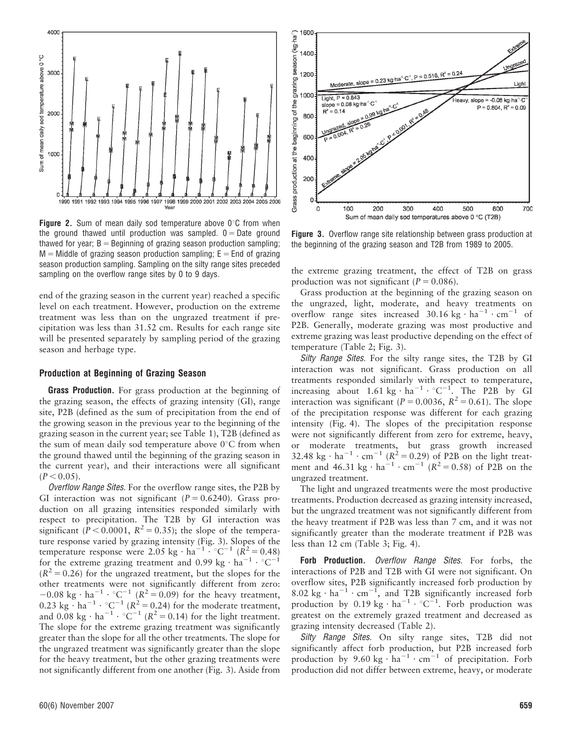**Figure 2.** Sum of mean daily sod temperature above 0°C from when the ground thawed until production was sampled. 0 = Date ground thawed for year; B = Beginning of grazing season production sampling; M = Middle of grazing season production sampling; E = End of grazing season production sampling. Sampling on the silty range sites preceded sampling on the overflow range sites by 0 to 9 days.

**Figure 3.** Overflow range site relationship between grass production at the beginning of the grazing season and T2B from 1989 to 2005.

end of the grazing season in the current year) reached a specific level on each treatment. However, production on the extreme treatment was less than on the ungrazed treatment if precipitation was less than 31.52 cm. Results for each range site will be presented separately by sampling period of the grazing season and herbage type.

## Production at Beginning of Grazing Season

**Grass Production.** For grass production at the beginning of the grazing season, the effects of grazing intensity (GI), range site, P2B (defined as the sum of precipitation from the end of the growing season in the previous year to the beginning of the grazing season in the current year; see Table 1), T2B (defined as the sum of mean daily sod temperature above 0°C from when the ground thawed until the beginning of the grazing season in the current year), and their interactions were all significant ($P < 0.05$).

*Overflow Range Sites.* For the overflow range sites, the P2B by GI interaction was not significant ($P = 0.6240$). Grass production on all grazing intensities responded similarly with respect to precipitation. The T2B by GI interaction was significant ($P < 0.0001$, $R^2 = 0.35$); the slope of the temperature response varied by grazing intensity (Fig. 3). Slopes of the temperature response were 2.05 $kg \cdot ha^{-1} \cdot {}^{\circ}C^{-1}$ ($R^2 = 0.48$) for the extreme grazing treatment and 0.99 $kg \cdot ha^{-1} \cdot {}^{\circ}C^{-1}$ ($R^2 = 0.26$) for the ungrazed treatment, but the slopes for the other treatments were not significantly different from zero: −0.08 $kg \cdot ha^{-1} \cdot {}^{\circ}C^{-1}$ ($R^2 = 0.09$) for the heavy treatment, 0.23 $kg \cdot ha^{-1} \cdot {}^{\circ}C^{-1}$ ($R^2 = 0.24$) for the moderate treatment, and 0.08 $kg \cdot ha^{-1} \cdot {}^{\circ}C^{-1}$ ($R^2 = 0.14$) for the light treatment. The slope for the extreme grazing treatment was significantly greater than the slope for all the other treatments. The slope for the ungrazed treatment was significantly greater than the slope for the heavy treatment, but the other grazing treatments were not significantly different from one another (Fig. 3). Aside from the extreme grazing treatment, the effect of T2B on grass production was not significant ($P = 0.086$).

Grass production at the beginning of the grazing season on the ungrazed, light, moderate, and heavy treatments on overflow range sites increased 30.16 $kg \cdot ha^{-1} \cdot cm^{-1}$ of P2B. Generally, moderate grazing was most productive and extreme grazing was least productive depending on the effect of temperature (Table 2; Fig. 3).

*Silty Range Sites.* For the silty range sites, the T2B by GI interaction was not significant. Grass production on all treatments responded similarly with respect to temperature, increasing about 1.61 $kg \cdot ha^{-1} \cdot {}^{\circ}C^{-1}$. The P2B by GI interaction was significant ($P = 0.0036$, $R^2 = 0.61$). The slope of the precipitation response was different for each grazing intensity (Fig. 4). The slopes of the precipitation response were not significantly different from zero for extreme, heavy, or moderate treatments, but grass growth increased 32.48 $kg \cdot ha^{-1} \cdot cm^{-1}$ ($R^2 = 0.29$) of P2B on the light treatment and 46.31 $kg \cdot ha^{-1} \cdot cm^{-1}$ ($R^2 = 0.58$) of P2B on the ungrazed treatment.

The light and ungrazed treatments were the most productive treatments. Production decreased as grazing intensity increased, but the ungrazed treatment was not significantly different from the heavy treatment if P2B was less than 7 cm, and it was not significantly greater than the moderate treatment if P2B was less than 12 cm (Table 3; Fig. 4).

**Forb Production.** *Overflow Range Sites.* For forbs, the interactions of P2B and T2B with GI were not significant. On overflow sites, P2B significantly increased forb production by 8.02 $kg \cdot ha^{-1} \cdot cm^{-1}$, and T2B significantly increased forb production by 0.19 $kg \cdot ha^{-1} \cdot {}^{\circ}C^{-1}$. Forb production was greatest on the extremely grazed treatment and decreased as grazing intensity decreased (Table 2).

*Silty Range Sites.* On silty range sites, T2B did not significantly affect forb production, but P2B increased forb production by 9.60 $kg \cdot ha^{-1} \cdot cm^{-1}$ of precipitation. Forb production did not differ between extreme, heavy, or moderate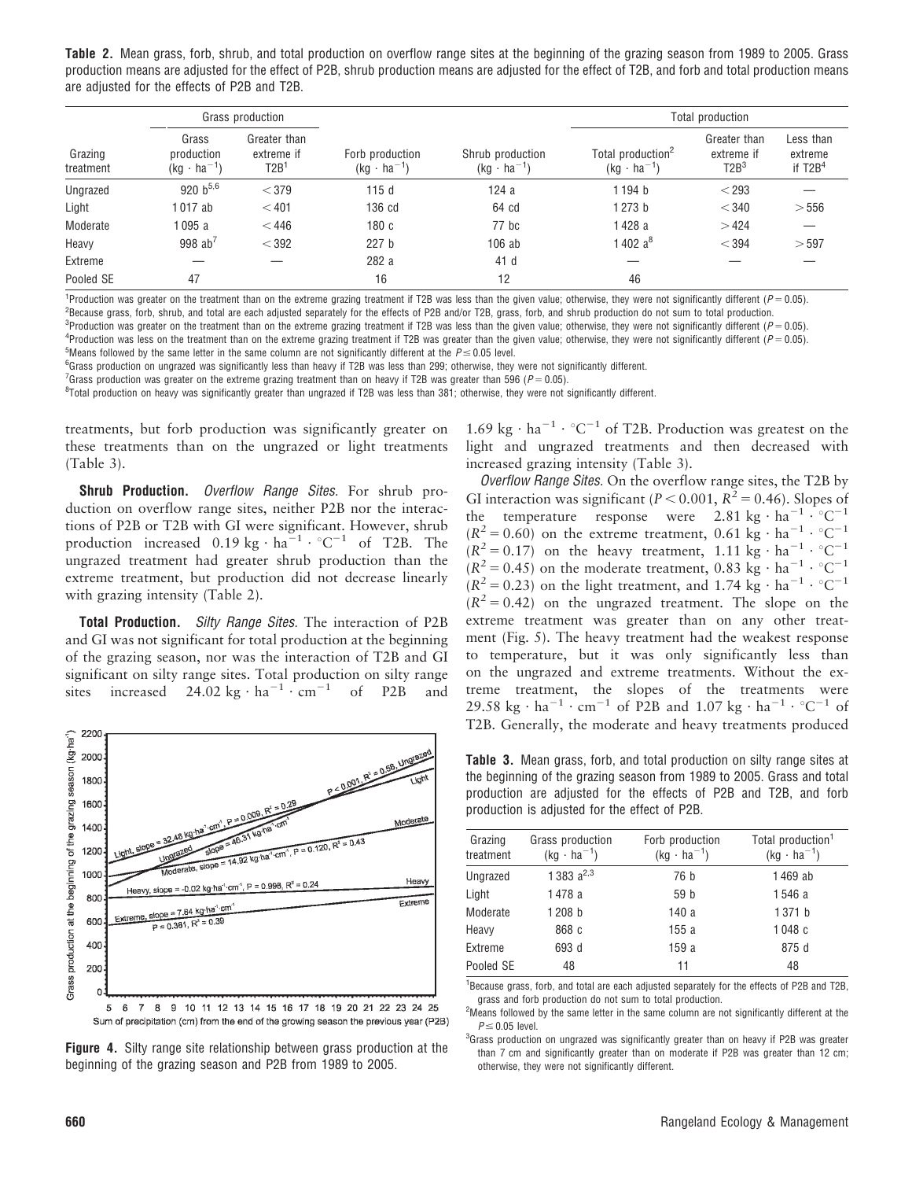**Table 2.** Mean grass, forb, shrub, and total production on overflow range sites at the beginning of the grazing season from 1989 to 2005. Grass production means are adjusted for the effect of P2B, shrub production means are adjusted for the effect of T2B, and forb and total production means are adjusted for the effects of P2B and T2B.

| | Grass production | | | | Total production | | |
|---|---|---|---|---|---|---|---|
| Grazing treatment | Grass production ($kg \cdot ha^{-1}$) | Greater than extreme if T2B[1] | Forb production ($kg \cdot ha^{-1}$) | Shrub production ($kg \cdot ha^{-1}$) | Total production[2] ($kg \cdot ha^{-1}$) | Greater than extreme if T2B[3] | Less than extreme if T2B[4] |
| Ungrazed | 920 b[5,6] | < 379 | 115 d | 124 a | 1 194 b | < 293 | — |
| Light | 1 017 ab | < 401 | 136 cd | 64 cd | 1 273 b | < 340 | > 556 |
| Moderate | 1 095 a | < 446 | 180 c | 77 bc | 1 428 a | > 424 | — |
| Heavy | 998 ab[7] | < 392 | 227 b | 106 ab | 1 402 a[8] | < 394 | > 597 |
| Extreme | — | — | 282 a | 41 d | — | — | — |
| Pooled SE | 47 | | 16 | 12 | 46 | | |

[1]Production was greater on the treatment than on the extreme grazing treatment if T2B was less than the given value; otherwise, they were not significantly different ($P = 0.05$).
[2]Because grass, forb, shrub, and total are each adjusted separately for the effects of P2B and/or T2B, grass, forb, and shrub production do not sum to total production.
[3]Production was greater on the treatment than on the extreme grazing treatment if T2B was less than the given value; otherwise, they were not significantly different ($P = 0.05$).
[4]Production was less on the treatment than on the extreme grazing treatment if T2B was greater than the given value; otherwise, they were not significantly different ($P = 0.05$).
[5]Means followed by the same letter in the same column are not significantly different at the $P \leq 0.05$ level.
[6]Grass production on ungrazed was significantly less than heavy if T2B was less than 299; otherwise, they were not significantly different.
[7]Grass production was greater on the extreme grazing treatment than on heavy if T2B was greater than 596 ($P = 0.05$).
[8]Total production on heavy was significantly greater than ungrazed if T2B was less than 381; otherwise, they were not significantly different.

treatments, but forb production was significantly greater on these treatments than on the ungrazed or light treatments (Table 3).

**Shrub Production.** *Overflow Range Sites.* For shrub production on overflow range sites, neither P2B nor the interactions of P2B or T2B with GI were significant. However, shrub production increased $0.19 \text{ kg} \cdot \text{ha}^{-1} \cdot {}^{\circ}\text{C}^{-1}$ of T2B. The ungrazed treatment had greater shrub production than the extreme treatment, but production did not decrease linearly with grazing intensity (Table 2).

**Total Production.** *Silty Range Sites.* The interaction of P2B and GI was not significant for total production at the beginning of the grazing season, nor was the interaction of T2B and GI significant on silty range sites. Total production on silty range sites increased $24.02 \text{ kg} \cdot \text{ha}^{-1} \cdot \text{cm}^{-1}$ of P2B and $1.69 \text{ kg} \cdot \text{ha}^{-1} \cdot {}^{\circ}\text{C}^{-1}$ of T2B. Production was greatest on the light and ungrazed treatments and then decreased with increased grazing intensity (Table 3).

*Overflow Range Sites.* On the overflow range sites, the T2B by GI interaction was significant ($P < 0.001$, $R^2 = 0.46$). Slopes of the temperature response were $2.81 \text{ kg} \cdot \text{ha}^{-1} \cdot {}^{\circ}\text{C}^{-1}$ ($R^2 = 0.60$) on the extreme treatment, $0.61 \text{ kg} \cdot \text{ha}^{-1} \cdot {}^{\circ}\text{C}^{-1}$ ($R^2 = 0.17$) on the heavy treatment, $1.11 \text{ kg} \cdot \text{ha}^{-1} \cdot {}^{\circ}\text{C}^{-1}$ ($R^2 = 0.45$) on the moderate treatment, $0.83 \text{ kg} \cdot \text{ha}^{-1} \cdot {}^{\circ}\text{C}^{-1}$ ($R^2 = 0.23$) on the light treatment, and $1.74 \text{ kg} \cdot \text{ha}^{-1} \cdot {}^{\circ}\text{C}^{-1}$ ($R^2 = 0.42$) on the ungrazed treatment. The slope on the extreme treatment was greater than on any other treatment (Fig. 5). The heavy treatment had the weakest response to temperature, but it was only significantly less than on the ungrazed and extreme treatments. Without the extreme treatment, the slopes of the treatments were $29.58 \text{ kg} \cdot \text{ha}^{-1} \cdot \text{cm}^{-1}$ of P2B and $1.07 \text{ kg} \cdot \text{ha}^{-1} \cdot {}^{\circ}\text{C}^{-1}$ of T2B. Generally, the moderate and heavy treatments produced

**Figure 4.** Silty range site relationship between grass production at the beginning of the grazing season and P2B from 1989 to 2005.

**Table 3.** Mean grass, forb, and total production on silty range sites at the beginning of the grazing season from 1989 to 2005. Grass and total production are adjusted for the effects of P2B and T2B, and forb production is adjusted for the effect of P2B.

| Grazing treatment | Grass production ($kg \cdot ha^{-1}$) | Forb production ($kg \cdot ha^{-1}$) | Total production[1] ($kg \cdot ha^{-1}$) |
|---|---|---|---|
| Ungrazed | 1 383 a[2,3] | 76 b | 1 469 ab |
| Light | 1 478 a | 59 b | 1 546 a |
| Moderate | 1 208 b | 140 a | 1 371 b |
| Heavy | 868 c | 155 a | 1 048 c |
| Extreme | 693 d | 159 a | 875 d |
| Pooled SE | 48 | 11 | 48 |

[1]Because grass, forb, and total are each adjusted separately for the effects of P2B and T2B, grass and forb production do not sum to total production.
[2]Means followed by the same letter in the same column are not significantly different at the $P \leq 0.05$ level.
[3]Grass production on ungrazed was significantly greater than on heavy if P2B was greater than 7 cm and significantly greater than on moderate if P2B was greater than 12 cm; otherwise, they were not significantly different.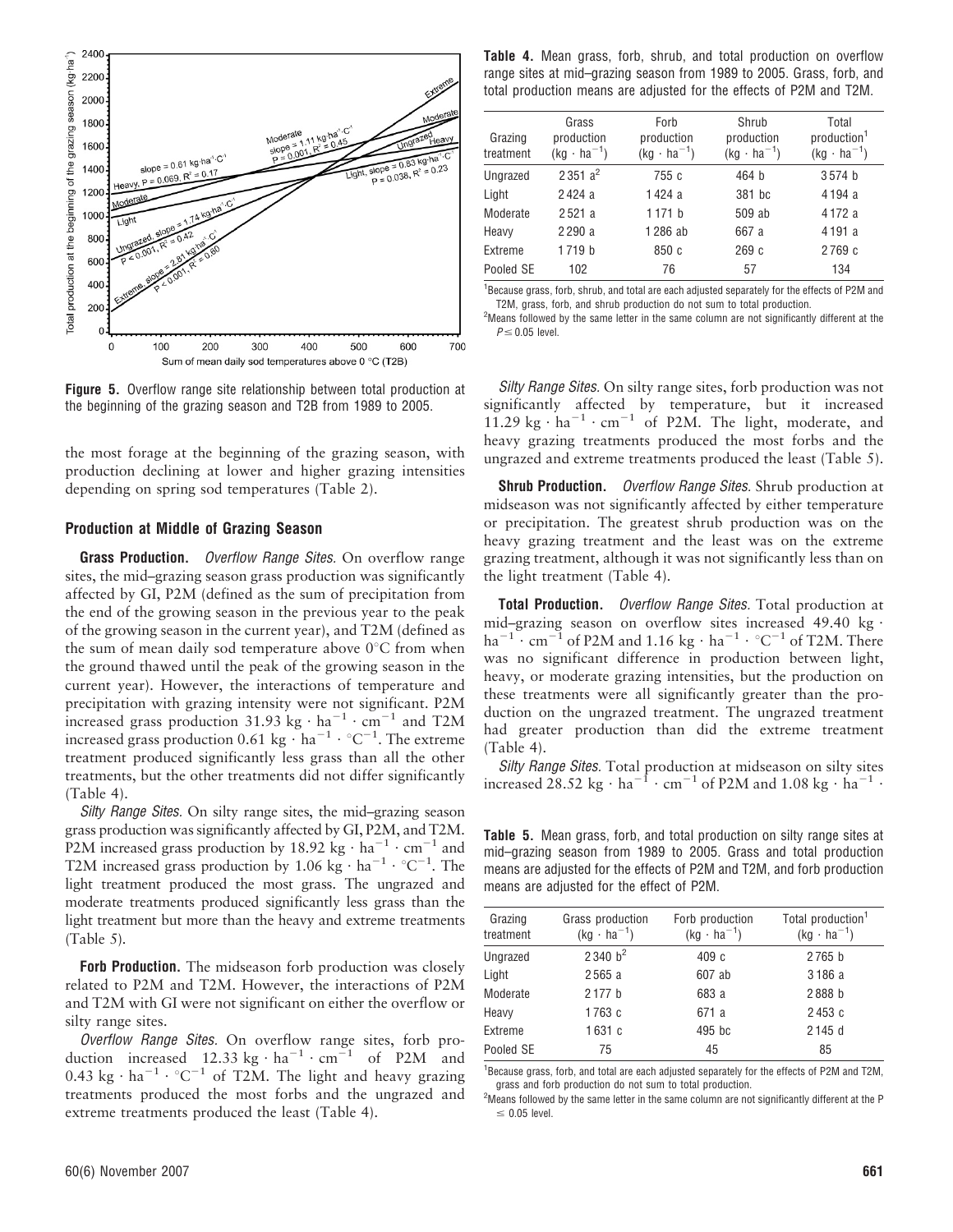**Figure 5.** Overflow range site relationship between total production at the beginning of the grazing season and T2B from 1989 to 2005.

the most forage at the beginning of the grazing season, with production declining at lower and higher grazing intensities depending on spring sod temperatures (Table 2).

## Production at Middle of Grazing Season

**Grass Production.** *Overflow Range Sites.* On overflow range sites, the mid–grazing season grass production was significantly affected by GI, P2M (defined as the sum of precipitation from the end of the growing season in the previous year to the peak of the growing season in the current year), and T2M (defined as the sum of mean daily sod temperature above 0°C from when the ground thawed until the peak of the growing season in the current year). However, the interactions of temperature and precipitation with grazing intensity were not significant. P2M increased grass production 31.93 $kg \cdot ha^{-1} \cdot cm^{-1}$ and T2M increased grass production 0.61 $kg \cdot ha^{-1} \cdot {}^{\circ}C^{-1}$. The extreme treatment produced significantly less grass than all the other treatments, but the other treatments did not differ significantly (Table 4).

*Silty Range Sites.* On silty range sites, the mid–grazing season grass production was significantly affected by GI, P2M, and T2M. P2M increased grass production by 18.92 $kg \cdot ha^{-1} \cdot cm^{-1}$ and T2M increased grass production by 1.06 $kg \cdot ha^{-1} \cdot {}^{\circ}C^{-1}$. The light treatment produced the most grass. The ungrazed and moderate treatments produced significantly less grass than the light treatment but more than the heavy and extreme treatments (Table 5).

**Forb Production.** The midseason forb production was closely related to P2M and T2M. However, the interactions of P2M and T2M with GI were not significant on either the overflow or silty range sites.

*Overflow Range Sites.* On overflow range sites, forb production increased 12.33 $kg \cdot ha^{-1} \cdot cm^{-1}$ of P2M and 0.43 $kg \cdot ha^{-1} \cdot {}^{\circ}C^{-1}$ of T2M. The light and heavy grazing treatments produced the most forbs and the ungrazed and extreme treatments produced the least (Table 4).

**Table 4.** Mean grass, forb, shrub, and total production on overflow range sites at mid–grazing season from 1989 to 2005. Grass, forb, shrub, and total production means are adjusted for the effects of P2M and T2M.

| Grazing treatment | Grass production ($kg \cdot ha^{-1}$) | Forb production ($kg \cdot ha^{-1}$) | Shrub production ($kg \cdot ha^{-1}$) | Total production[1] ($kg \cdot ha^{-1}$) |
|---|---|---|---|---|
| Ungrazed | 2 351 a[2] | 755 c | 464 b | 3 574 b |
| Light | 2 424 a | 1 424 a | 381 bc | 4 194 a |
| Moderate | 2 521 a | 1 171 b | 509 ab | 4 172 a |
| Heavy | 2 290 a | 1 286 ab | 667 a | 4 191 a |
| Extreme | 1 719 b | 850 c | 269 c | 2 769 c |
| Pooled SE | 102 | 76 | 57 | 134 |

[1]Because grass, forb, shrub, and total are each adjusted separately for the effects of P2M and T2M, grass, forb, and shrub production do not sum to total production.

[2]Means followed by the same letter in the same column are not significantly different at the $P \leq 0.05$ level.

*Silty Range Sites.* On silty range sites, forb production was not significantly affected by temperature, but it increased 11.29 $kg \cdot ha^{-1} \cdot cm^{-1}$ of P2M. The light, moderate, and heavy grazing treatments produced the most forbs and the ungrazed and extreme treatments produced the least (Table 5).

**Shrub Production.** *Overflow Range Sites.* Shrub production at midseason was not significantly affected by either temperature or precipitation. The greatest shrub production was on the heavy grazing treatment and the least was on the extreme grazing treatment, although it was not significantly less than on the light treatment (Table 4).

**Total Production.** *Overflow Range Sites.* Total production at mid–grazing season on overflow sites increased 49.40 $kg \cdot ha^{-1} \cdot cm^{-1}$ of P2M and 1.16 $kg \cdot ha^{-1} \cdot {}^{\circ}C^{-1}$ of T2M. There was no significant difference in production between light, heavy, or moderate grazing intensities, but the production on these treatments were all significantly greater than the production on the ungrazed treatment. The ungrazed treatment had greater production than did the extreme treatment (Table 4).

*Silty Range Sites.* Total production at midseason on silty sites increased 28.52 $kg \cdot ha^{-1} \cdot cm^{-1}$ of P2M and 1.08 $kg \cdot ha^{-1} \cdot$

**Table 5.** Mean grass, forb, and total production on silty range sites at mid–grazing season from 1989 to 2005. Grass and total production means are adjusted for the effects of P2M and T2M, and forb production means are adjusted for the effect of P2M.

| Grazing treatment | Grass production ($kg \cdot ha^{-1}$) | Forb production ($kg \cdot ha^{-1}$) | Total production[1] ($kg \cdot ha^{-1}$) |
|---|---|---|---|
| Ungrazed | 2 340 b[2] | 409 c | 2 765 b |
| Light | 2 565 a | 607 ab | 3 186 a |
| Moderate | 2 177 b | 683 a | 2 888 b |
| Heavy | 1 763 c | 671 a | 2 453 c |
| Extreme | 1 631 c | 495 bc | 2 145 d |
| Pooled SE | 75 | 45 | 85 |

[1]Because grass, forb, and total are each adjusted separately for the effects of P2M and T2M, grass and forb production do not sum to total production.

[2]Means followed by the same letter in the same column are not significantly different at the $P \leq 0.05$ level.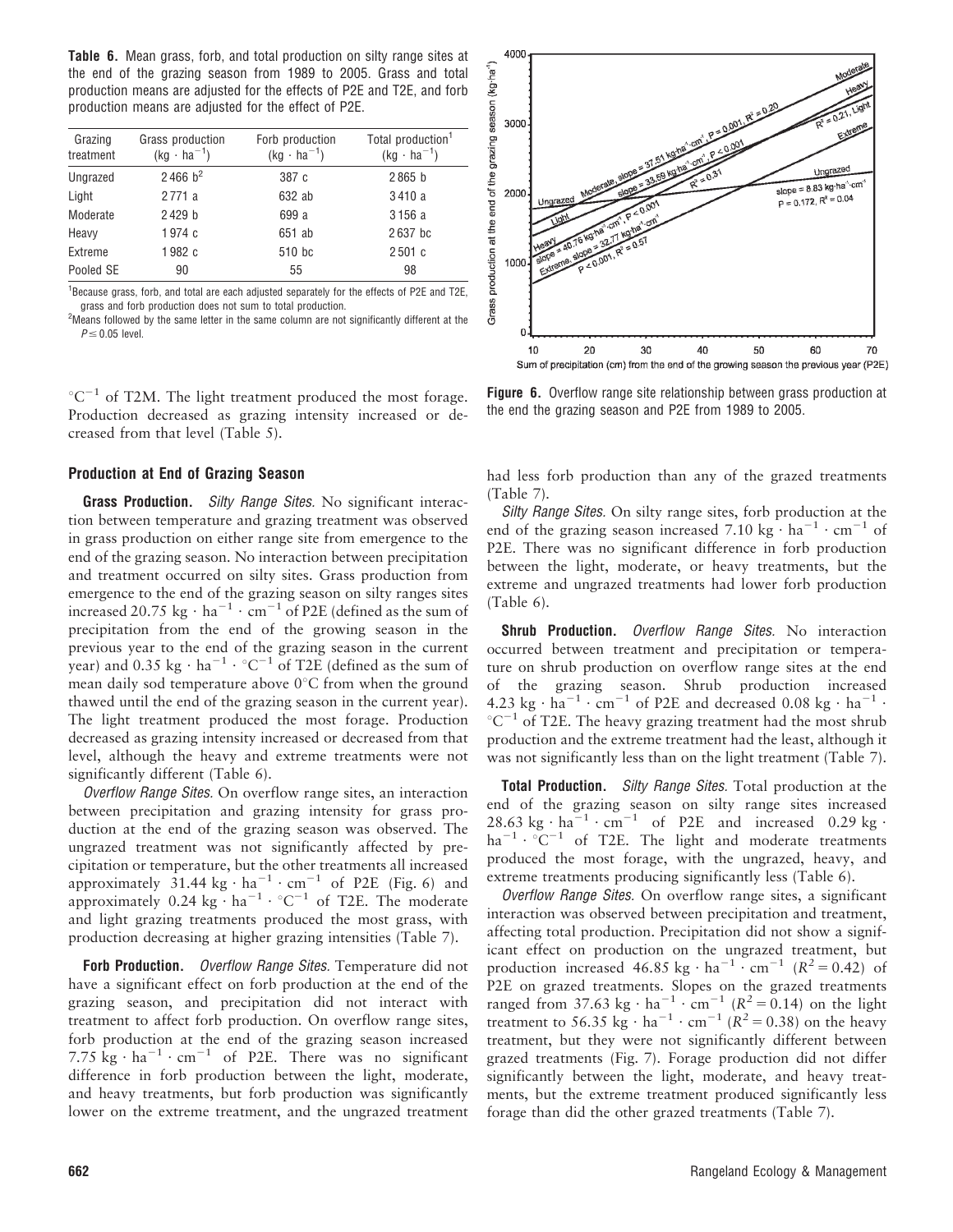**Table 6.** Mean grass, forb, and total production on silty range sites at the end of the grazing season from 1989 to 2005. Grass and total production means are adjusted for the effects of P2E and T2E, and forb production means are adjusted for the effect of P2E.

| Grazing treatment | Grass production ($kg \cdot ha^{-1}$) | Forb production ($kg \cdot ha^{-1}$) | Total production[1] ($kg \cdot ha^{-1}$) |
|---|---|---|---|
| Ungrazed | 2 466 b[2] | 387 c | 2 865 b |
| Light | 2 771 a | 632 ab | 3 410 a |
| Moderate | 2 429 b | 699 a | 3 156 a |
| Heavy | 1 974 c | 651 ab | 2 637 bc |
| Extreme | 1 982 c | 510 bc | 2 501 c |
| Pooled SE | 90 | 55 | 98 |

[1]Because grass, forb, and total are each adjusted separately for the effects of P2E and T2E, grass and forb production does not sum to total production.

[2]Means followed by the same letter in the same column are not significantly different at the $P \leq 0.05$ level.

$^{\circ}C^{-1}$ of T2M. The light treatment produced the most forage. Production decreased as grazing intensity increased or decreased from that level (Table 5).

### Production at End of Grazing Season

**Grass Production.** *Silty Range Sites.* No significant interaction between temperature and grazing treatment was observed in grass production on either range site from emergence to the end of the grazing season. No interaction between precipitation and treatment occurred on silty sites. Grass production from emergence to the end of the grazing season on silty ranges sites increased 20.75 $kg \cdot ha^{-1} \cdot cm^{-1}$ of P2E (defined as the sum of precipitation from the end of the growing season in the previous year to the end of the grazing season in the current year) and 0.35 $kg \cdot ha^{-1} \cdot {}^{\circ}C^{-1}$ of T2E (defined as the sum of mean daily sod temperature above 0°C from when the ground thawed until the end of the grazing season in the current year). The light treatment produced the most forage. Production decreased as grazing intensity increased or decreased from that level, although the heavy and extreme treatments were not significantly different (Table 6).

*Overflow Range Sites.* On overflow range sites, an interaction between precipitation and grazing intensity for grass production at the end of the grazing season was observed. The ungrazed treatment was not significantly affected by precipitation or temperature, but the other treatments all increased approximately 31.44 $kg \cdot ha^{-1} \cdot cm^{-1}$ of P2E (Fig. 6) and approximately 0.24 $kg \cdot ha^{-1} \cdot {}^{\circ}C^{-1}$ of T2E. The moderate and light grazing treatments produced the most grass, with production decreasing at higher grazing intensities (Table 7).

**Forb Production.** *Overflow Range Sites.* Temperature did not have a significant effect on forb production at the end of the grazing season, and precipitation did not interact with treatment to affect forb production. On overflow range sites, forb production at the end of the grazing season increased 7.75 $kg \cdot ha^{-1} \cdot cm^{-1}$ of P2E. There was no significant difference in forb production between the light, moderate, and heavy treatments, but forb production was significantly lower on the extreme treatment, and the ungrazed treatment

**Figure 6.** Overflow range site relationship between grass production at the end of the grazing season and P2E from 1989 to 2005.

had less forb production than any of the grazed treatments (Table 7).

*Silty Range Sites.* On silty range sites, forb production at the end of the grazing season increased 7.10 $kg \cdot ha^{-1} \cdot cm^{-1}$ of P2E. There was no significant difference in forb production between the light, moderate, or heavy treatments, but the extreme and ungrazed treatments had lower forb production (Table 6).

**Shrub Production.** *Overflow Range Sites.* No interaction occurred between treatment and precipitation or temperature on shrub production on overflow range sites at the end of the grazing season. Shrub production increased 4.23 $kg \cdot ha^{-1} \cdot cm^{-1}$ of P2E and decreased 0.08 $kg \cdot ha^{-1} \cdot {}^{\circ}C^{-1}$ of T2E. The heavy grazing treatment had the most shrub production and the extreme treatment had the least, although it was not significantly less than on the light treatment (Table 7).

**Total Production.** *Silty Range Sites.* Total production at the end of the grazing season on silty range sites increased 28.63 $kg \cdot ha^{-1} \cdot cm^{-1}$ of P2E and increased 0.29 $kg \cdot ha^{-1} \cdot {}^{\circ}C^{-1}$ of T2E. The light and moderate treatments produced the most forage, with the ungrazed, heavy, and extreme treatments producing significantly less (Table 6).

*Overflow Range Sites.* On overflow range sites, a significant interaction was observed between precipitation and treatment, affecting total production. Precipitation did not show a significant effect on production on the ungrazed treatment, but production increased 46.85 $kg \cdot ha^{-1} \cdot cm^{-1}$ ($R^2 = 0.42$) of P2E on grazed treatments. Slopes on the grazed treatments ranged from 37.63 $kg \cdot ha^{-1} \cdot cm^{-1}$ ($R^2 = 0.14$) on the light treatment to 56.35 $kg \cdot ha^{-1} \cdot cm^{-1}$ ($R^2 = 0.38$) on the heavy treatment, but they were not significantly different between grazed treatments (Fig. 7). Forage production did not differ significantly between the light, moderate, and heavy treatments, but the extreme treatment produced significantly less forage than did the other grazed treatments (Table 7).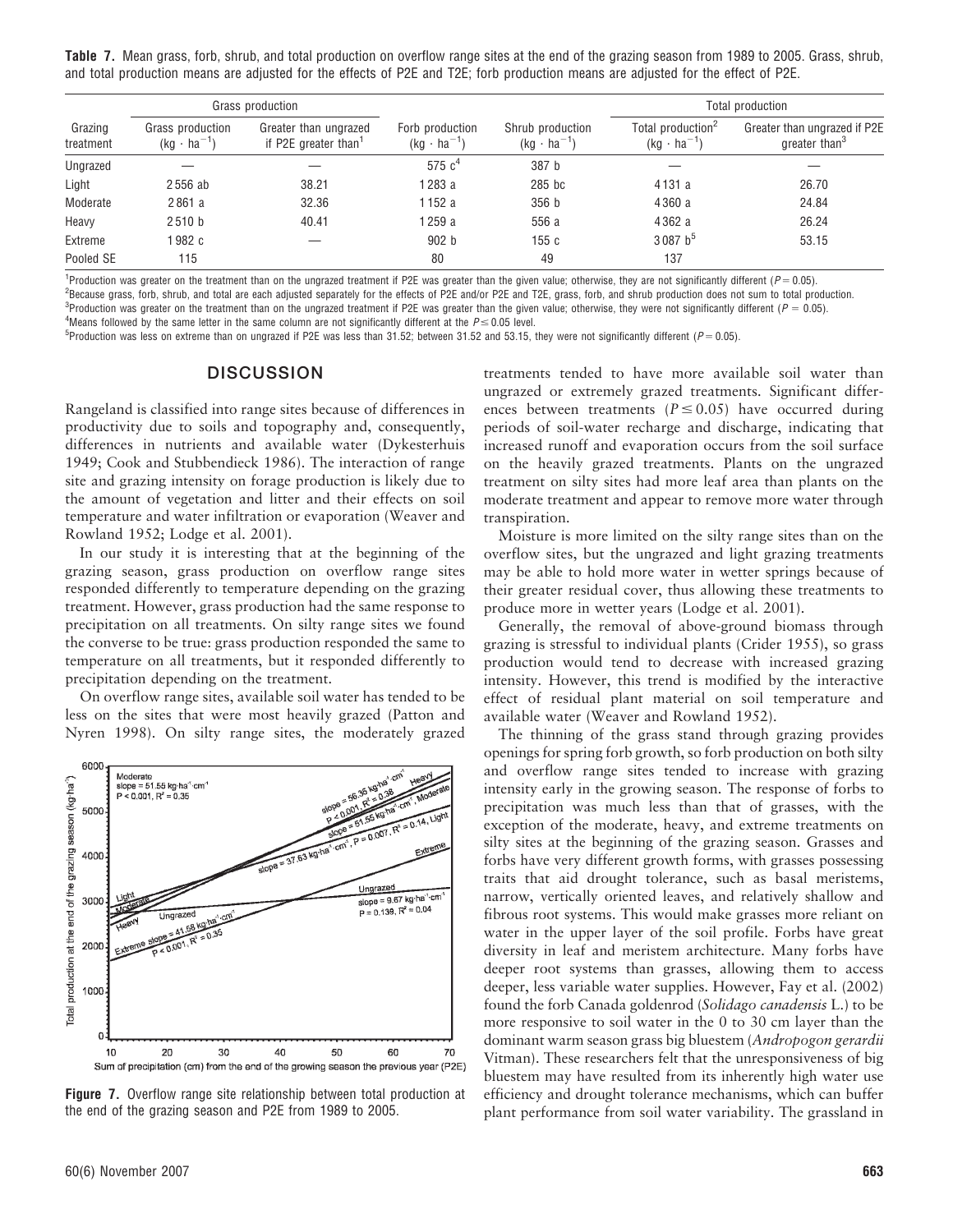**Table 7.** Mean grass, forb, shrub, and total production on overflow range sites at the end of the grazing season from 1989 to 2005. Grass, shrub, and total production means are adjusted for the effects of P2E and T2E; forb production means are adjusted for the effect of P2E.

| Grazing treatment | Grass production | | Forb production $(kg \cdot ha^{-1})$ | Shrub production $(kg \cdot ha^{-1})$ | Total production | |
|---|---|---|---|---|---|---|
| | Grass production $(kg \cdot ha^{-1})$ | Greater than ungrazed if P2E greater than[1] | | | Total production[2] $(kg \cdot ha^{-1})$ | Greater than ungrazed if P2E greater than[3] |
| Ungrazed | — | — | 575 c[4] | 387 b | — | — |
| Light | 2 556 ab | 38.21 | 1 283 a | 285 bc | 4 131 a | 26.70 |
| Moderate | 2 861 a | 32.36 | 1 152 a | 356 b | 4 360 a | 24.84 |
| Heavy | 2 510 b | 40.41 | 1 259 a | 556 a | 4 362 a | 26.24 |
| Extreme | 1 982 c | — | 902 b | 155 c | 3 087 b[5] | 53.15 |
| Pooled SE | 115 | | 80 | 49 | 137 | |

[1]Production was greater on the treatment than on the ungrazed treatment if P2E was greater than the given value; otherwise, they are not significantly different ($P = 0.05$).
[2]Because grass, forb, shrub, and total are each adjusted separately for the effects of P2E and/or P2E and T2E, grass, forb, and shrub production does not sum to total production.
[3]Production was greater on the treatment than on the ungrazed treatment if P2E was greater than the given value; otherwise, they were not significantly different ($P = 0.05$).
[4]Means followed by the same letter in the same column are not significantly different at the $P \leq 0.05$ level.
[5]Production was less on extreme than on ungrazed if P2E was less than 31.52; between 31.52 and 53.15, they were not significantly different ($P = 0.05$).

## DISCUSSION

Rangeland is classified into range sites because of differences in productivity due to soils and topography and, consequently, differences in nutrients and available water (Dykesterhuis 1949; Cook and Stubbendieck 1986). The interaction of range site and grazing intensity on forage production is likely due to the amount of vegetation and litter and their effects on soil temperature and water infiltration or evaporation (Weaver and Rowland 1952; Lodge et al. 2001).

In our study it is interesting that at the beginning of the grazing season, grass production on overflow range sites responded differently to temperature depending on the grazing treatment. However, grass production had the same response to precipitation on all treatments. On silty range sites we found the converse to be true: grass production responded the same to temperature on all treatments, but it responded differently to precipitation depending on the treatment.

On overflow range sites, available soil water has tended to be less on the sites that were most heavily grazed (Patton and Nyren 1998). On silty range sites, the moderately grazed treatments tended to have more available soil water than ungrazed or extremely grazed treatments. Significant differences between treatments ($P \leq 0.05$) have occurred during periods of soil-water recharge and discharge, indicating that increased runoff and evaporation occurs from the soil surface on the heavily grazed treatments. Plants on the ungrazed treatment on silty sites had more leaf area than plants on the moderate treatment and appear to remove more water through transpiration.

**Figure 7.** Overflow range site relationship between total production at the end of the grazing season and P2E from 1989 to 2005.

Moisture is more limited on the silty range sites than on the overflow sites, but the ungrazed and light grazing treatments may be able to hold more water in wetter springs because of their greater residual cover, thus allowing these treatments to produce more in wetter years (Lodge et al. 2001).

Generally, the removal of above-ground biomass through grazing is stressful to individual plants (Crider 1955), so grass production would tend to decrease with increased grazing intensity. However, this trend is modified by the interactive effect of residual plant material on soil temperature and available water (Weaver and Rowland 1952).

The thinning of the grass stand through grazing provides openings for spring forb growth, so forb production on both silty and overflow range sites tended to increase with grazing intensity early in the growing season. The response of forbs to precipitation was much less than that of grasses, with the exception of the moderate, heavy, and extreme treatments on silty sites at the beginning of the grazing season. Grasses and forbs have very different growth forms, with grasses possessing traits that aid drought tolerance, such as basal meristems, narrow, vertically oriented leaves, and relatively shallow and fibrous root systems. This would make grasses more reliant on water in the upper layer of the soil profile. Forbs have great diversity in leaf and meristem architecture. Many forbs have deeper root systems than grasses, allowing them to access deeper, less variable water supplies. However, Fay et al. (2002) found the forb Canada goldenrod (*Solidago canadensis* L.) to be more responsive to soil water in the 0 to 30 cm layer than the dominant warm season grass big bluestem (*Andropogon gerardii* Vitman). These researchers felt that the unresponsiveness of big bluestem may have resulted from its inherently high water use efficiency and drought tolerance mechanisms, which can buffer plant performance from soil water variability. The grassland in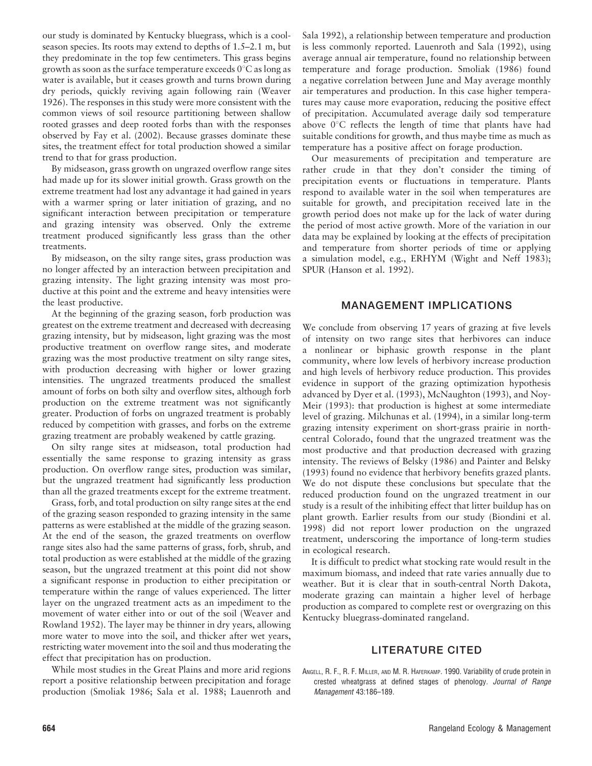our study is dominated by Kentucky bluegrass, which is a cool-season species. Its roots may extend to depths of 1.5–2.1 m, but they predominate in the top few centimeters. This grass begins growth as soon as the surface temperature exceeds 0°C as long as water is available, but it ceases growth and turns brown during dry periods, quickly reviving again following rain (Weaver 1926). The responses in this study were more consistent with the common views of soil resource partitioning between shallow rooted grasses and deep rooted forbs than with the responses observed by Fay et al. (2002). Because grasses dominate these sites, the treatment effect for total production showed a similar trend to that for grass production.

By midseason, grass growth on ungrazed overflow range sites had made up for its slower initial growth. Grass growth on the extreme treatment had lost any advantage it had gained in years with a warmer spring or later initiation of grazing, and no significant interaction between precipitation or temperature and grazing intensity was observed. Only the extreme treatment produced significantly less grass than the other treatments.

By midseason, on the silty range sites, grass production was no longer affected by an interaction between precipitation and grazing intensity. The light grazing intensity was most productive at this point and the extreme and heavy intensities were the least productive.

At the beginning of the grazing season, forb production was greatest on the extreme treatment and decreased with decreasing grazing intensity, but by midseason, light grazing was the most productive treatment on overflow range sites, and moderate grazing was the most productive treatment on silty range sites, with production decreasing with higher or lower grazing intensities. The ungrazed treatments produced the smallest amount of forbs on both silty and overflow sites, although forb production on the extreme treatment was not significantly greater. Production of forbs on ungrazed treatment is probably reduced by competition with grasses, and forbs on the extreme grazing treatment are probably weakened by cattle grazing.

On silty range sites at midseason, total production had essentially the same response to grazing intensity as grass production. On overflow range sites, production was similar, but the ungrazed treatment had significantly less production than all the grazed treatments except for the extreme treatment.

Grass, forb, and total production on silty range sites at the end of the grazing season responded to grazing intensity in the same patterns as were established at the middle of the grazing season. At the end of the season, the grazed treatments on overflow range sites also had the same patterns of grass, forb, shrub, and total production as were established at the middle of the grazing season, but the ungrazed treatment at this point did not show a significant response in production to either precipitation or temperature within the range of values experienced. The litter layer on the ungrazed treatment acts as an impediment to the movement of water either into or out of the soil (Weaver and Rowland 1952). The layer may be thinner in dry years, allowing more water to move into the soil, and thicker after wet years, restricting water movement into the soil and thus moderating the effect that precipitation has on production.

While most studies in the Great Plains and more arid regions report a positive relationship between precipitation and forage production (Smoliak 1986; Sala et al. 1988; Lauenroth and Sala 1992), a relationship between temperature and production is less commonly reported. Lauenroth and Sala (1992), using average annual air temperature, found no relationship between temperature and forage production. Smoliak (1986) found a negative correlation between June and May average monthly air temperatures and production. In this case higher temperatures may cause more evaporation, reducing the positive effect of precipitation. Accumulated average daily sod temperature above 0°C reflects the length of time that plants have had suitable conditions for growth, and thus maybe time as much as temperature has a positive affect on forage production.

Our measurements of precipitation and temperature are rather crude in that they don't consider the timing of precipitation events or fluctuations in temperature. Plants respond to available water in the soil when temperatures are suitable for growth, and precipitation received late in the growth period does not make up for the lack of water during the period of most active growth. More of the variation in our data may be explained by looking at the effects of precipitation and temperature from shorter periods of time or applying a simulation model, e.g., ERHYM (Wight and Neff 1983); SPUR (Hanson et al. 1992).

## MANAGEMENT IMPLICATIONS

We conclude from observing 17 years of grazing at five levels of intensity on two range sites that herbivores can induce a nonlinear or biphasic growth response in the plant community, where low levels of herbivory increase production and high levels of herbivory reduce production. This provides evidence in support of the grazing optimization hypothesis advanced by Dyer et al. (1993), McNaughton (1993), and Noy-Meir (1993): that production is highest at some intermediate level of grazing. Milchunas et al. (1994), in a similar long-term grazing intensity experiment on short-grass prairie in north-central Colorado, found that the ungrazed treatment was the most productive and that production decreased with grazing intensity. The reviews of Belsky (1986) and Painter and Belsky (1993) found no evidence that herbivory benefits grazed plants. We do not dispute these conclusions but speculate that the reduced production found on the ungrazed treatment in our study is a result of the inhibiting effect that litter buildup has on plant growth. Earlier results from our study (Biondini et al. 1998) did not report lower production on the ungrazed treatment, underscoring the importance of long-term studies in ecological research.

It is difficult to predict what stocking rate would result in the maximum biomass, and indeed that rate varies annually due to weather. But it is clear that in south-central North Dakota, moderate grazing can maintain a higher level of herbage production as compared to complete rest or overgrazing on this Kentucky bluegrass-dominated rangeland.

## LITERATURE CITED

Angell, R. F., R. F. Miller, and M. R. Haferkamp. 1990. Variability of crude protein in crested wheatgrass at defined stages of phenology. *Journal of Range Management* 43:186–189.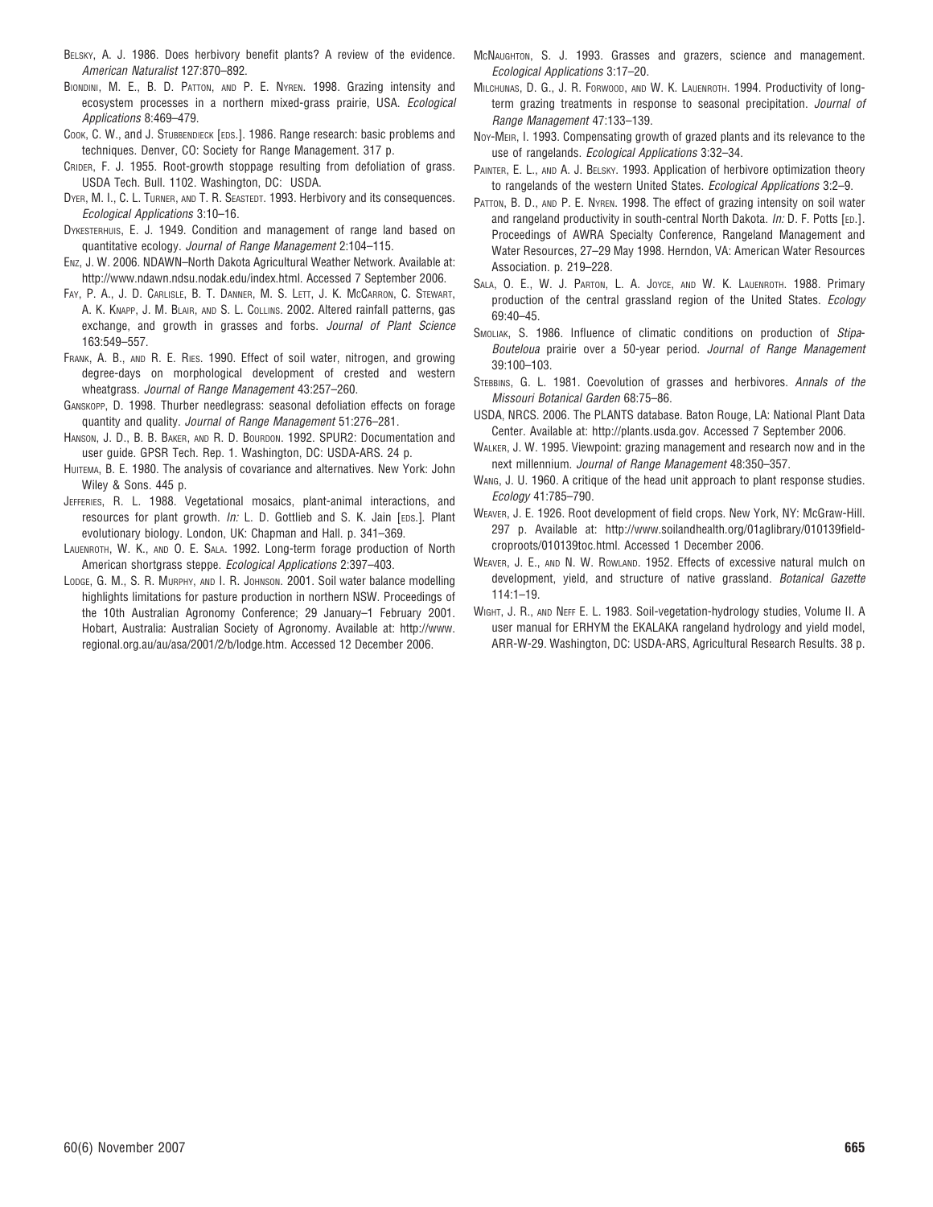BELSKY, A. J. 1986. Does herbivory benefit plants? A review of the evidence. *American Naturalist* 127:870–892.

BIONDINI, M. E., B. D. PATTON, AND P. E. NYREN. 1998. Grazing intensity and ecosystem processes in a northern mixed-grass prairie, USA. *Ecological Applications* 8:469–479.

COOK, C. W., and J. STUBBENDIECK [EDS.]. 1986. Range research: basic problems and techniques. Denver, CO: Society for Range Management. 317 p.

CRIDER, F. J. 1955. Root-growth stoppage resulting from defoliation of grass. USDA Tech. Bull. 1102. Washington, DC: USDA.

DYER, M. I., C. L. TURNER, AND T. R. SEASTEDT. 1993. Herbivory and its consequences. *Ecological Applications* 3:10–16.

DYKESTERHUIS, E. J. 1949. Condition and management of range land based on quantitative ecology. *Journal of Range Management* 2:104–115.

ENZ, J. W. 2006. NDAWN–North Dakota Agricultural Weather Network. Available at: http://www.ndawn.ndsu.nodak.edu/index.html. Accessed 7 September 2006.

FAY, P. A., J. D. CARLISLE, B. T. DANNER, M. S. LETT, J. K. MCCARRON, C. STEWART, A. K. KNAPP, J. M. BLAIR, AND S. L. COLLINS. 2002. Altered rainfall patterns, gas exchange, and growth in grasses and forbs. *Journal of Plant Science* 163:549–557.

FRANK, A. B., AND R. E. RIES. 1990. Effect of soil water, nitrogen, and growing degree-days on morphological development of crested and western wheatgrass. *Journal of Range Management* 43:257–260.

GANSKOPP, D. 1998. Thurber needlegrass: seasonal defoliation effects on forage quantity and quality. *Journal of Range Management* 51:276–281.

HANSON, J. D., B. B. BAKER, AND R. D. BOURDON. 1992. SPUR2: Documentation and user guide. GPSR Tech. Rep. 1. Washington, DC: USDA-ARS. 24 p.

HUITEMA, B. E. 1980. The analysis of covariance and alternatives. New York: John Wiley & Sons. 445 p.

JEFFERIES, R. L. 1988. Vegetational mosaics, plant-animal interactions, and resources for plant growth. *In:* L. D. Gottlieb and S. K. Jain [EDS.]. Plant evolutionary biology. London, UK: Chapman and Hall. p. 341–369.

LAUENROTH, W. K., AND O. E. SALA. 1992. Long-term forage production of North American shortgrass steppe. *Ecological Applications* 2:397–403.

LODGE, G. M., S. R. MURPHY, AND I. R. JOHNSON. 2001. Soil water balance modelling highlights limitations for pasture production in northern NSW. Proceedings of the 10th Australian Agronomy Conference; 29 January–1 February 2001. Hobart, Australia: Australian Society of Agronomy. Available at: http://www.regional.org.au/au/asa/2001/2/b/lodge.htm. Accessed 12 December 2006.

MCNAUGHTON, S. J. 1993. Grasses and grazers, science and management. *Ecological Applications* 3:17–20.

MILCHUNAS, D. G., J. R. FORWOOD, AND W. K. LAUENROTH. 1994. Productivity of long-term grazing treatments in response to seasonal precipitation. *Journal of Range Management* 47:133–139.

NOY-MEIR, I. 1993. Compensating growth of grazed plants and its relevance to the use of rangelands. *Ecological Applications* 3:32–34.

PAINTER, E. L., AND A. J. BELSKY. 1993. Application of herbivore optimization theory to rangelands of the western United States. *Ecological Applications* 3:2–9.

PATTON, B. D., AND P. E. NYREN. 1998. The effect of grazing intensity on soil water and rangeland productivity in south-central North Dakota. *In:* D. F. Potts [ED.]. Proceedings of AWRA Specialty Conference, Rangeland Management and Water Resources, 27–29 May 1998. Herndon, VA: American Water Resources Association. p. 219–228.

SALA, O. E., W. J. PARTON, L. A. JOYCE, AND W. K. LAUENROTH. 1988. Primary production of the central grassland region of the United States. *Ecology* 69:40–45.

SMOLIAK, S. 1986. Influence of climatic conditions on production of *Stipa-Bouteloua* prairie over a 50-year period. *Journal of Range Management* 39:100–103.

STEBBINS, G. L. 1981. Coevolution of grasses and herbivores. *Annals of the Missouri Botanical Garden* 68:75–86.

USDA, NRCS. 2006. The PLANTS database. Baton Rouge, LA: National Plant Data Center. Available at: http://plants.usda.gov. Accessed 7 September 2006.

WALKER, J. W. 1995. Viewpoint: grazing management and research now and in the next millennium. *Journal of Range Management* 48:350–357.

WANG, J. U. 1960. A critique of the head unit approach to plant response studies. *Ecology* 41:785–790.

WEAVER, J. E. 1926. Root development of field crops. New York, NY: McGraw-Hill. 297 p. Available at: http://www.soilandhealth.org/01aglibrary/010139fieldcroproots/010139toc.html. Accessed 1 December 2006.

WEAVER, J. E., AND N. W. ROWLAND. 1952. Effects of excessive natural mulch on development, yield, and structure of native grassland. *Botanical Gazette* 114:1–19.

WIGHT, J. R., AND NEFF E. L. 1983. Soil-vegetation-hydrology studies, Volume II. A user manual for ERHYM the EKALAKA rangeland hydrology and yield model, ARR-W-29. Washington, DC: USDA-ARS, Agricultural Research Results. 38 p.